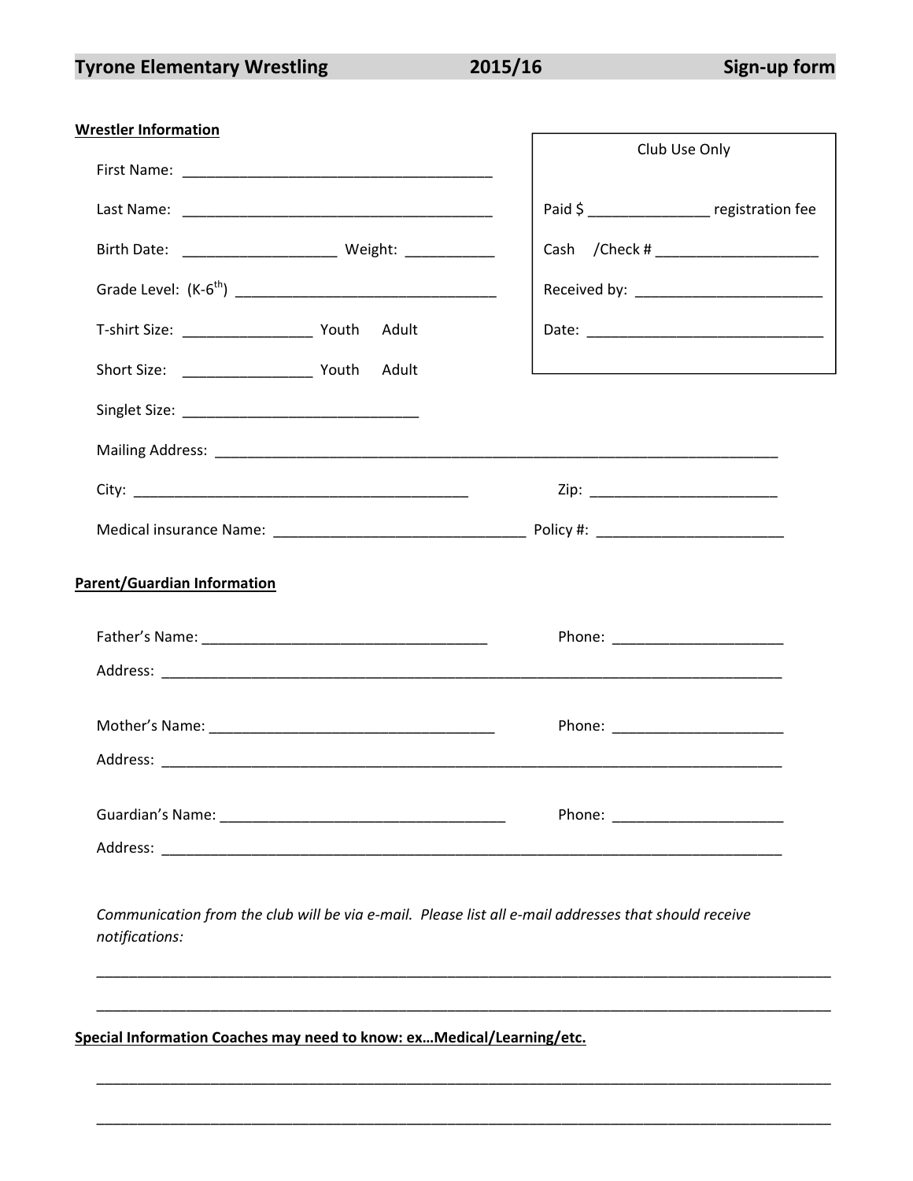# Tyrone Elementary Wrestling 2015/16 Sign-up form

**Wrestler Information**

First Name: ______________________________________

Last Name: ______________________________________

Birth Date: __________________ Weight: ___________

Grade Level: (K-6th) ________________________________

T-shirt Size: ________________ Youth Adult

Short Size: ________________ Youth Adult

Singlet Size: _____________________________

Club Use Only

Paid $ _______________ registration fee

Cash /Check # ____________________

Received by: _______________________

Date: _____________________________

Mailing Address: _______________________________________________________________________

City: _________________________________________ Zip: _______________________

Medical insurance Name: ______________________________ Policy #: _______________________

**Parent/Guardian Information**

Father's Name: ___________________________________ Phone: _____________________

Address: _____________________________________________________________________________

Mother's Name: ___________________________________ Phone: _____________________

Address: _____________________________________________________________________________

Guardian's Name: ___________________________________ Phone: _____________________

Address: _____________________________________________________________________________

*Communication from the club will be via e-mail. Please list all e-mail addresses that should receive notifications:*

_____________________________________________________________________________________________

_____________________________________________________________________________________________

**Special Information Coaches may need to know: ex…Medical/Learning/etc.**

_____________________________________________________________________________________________

_____________________________________________________________________________________________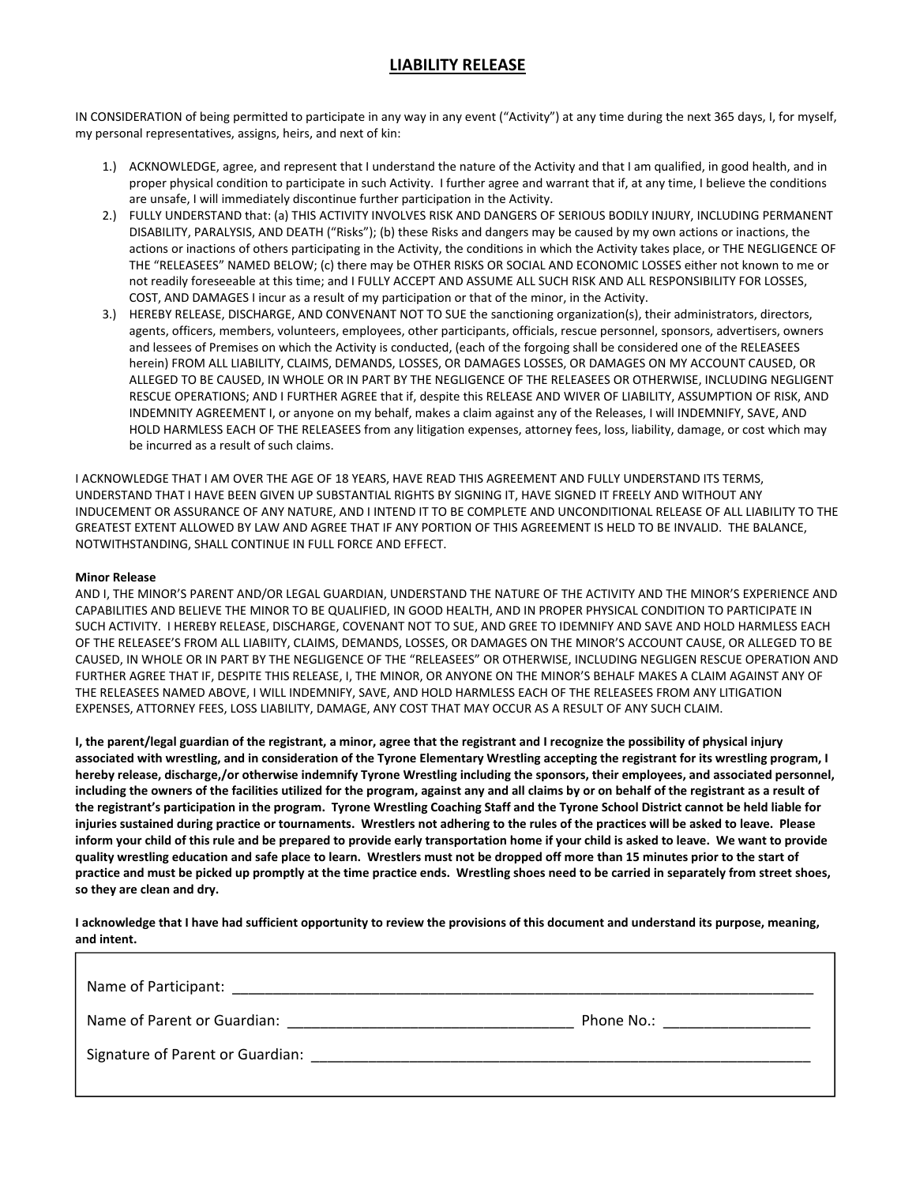# LIABILITY RELEASE

IN CONSIDERATION of being permitted to participate in any way in any event ("Activity") at any time during the next 365 days, I, for myself, my personal representatives, assigns, heirs, and next of kin:

1.) ACKNOWLEDGE, agree, and represent that I understand the nature of the Activity and that I am qualified, in good health, and in proper physical condition to participate in such Activity. I further agree and warrant that if, at any time, I believe the conditions are unsafe, I will immediately discontinue further participation in the Activity.
2.) FULLY UNDERSTAND that: (a) THIS ACTIVITY INVOLVES RISK AND DANGERS OF SERIOUS BODILY INJURY, INCLUDING PERMANENT DISABILITY, PARALYSIS, AND DEATH ("Risks"); (b) these Risks and dangers may be caused by my own actions or inactions, the actions or inactions of others participating in the Activity, the conditions in which the Activity takes place, or THE NEGLIGENCE OF THE "RELEASEES" NAMED BELOW; (c) there may be OTHER RISKS OR SOCIAL AND ECONOMIC LOSSES either not known to me or not readily foreseeable at this time; and I FULLY ACCEPT AND ASSUME ALL SUCH RISK AND ALL RESPONSIBILITY FOR LOSSES, COST, AND DAMAGES I incur as a result of my participation or that of the minor, in the Activity.
3.) HEREBY RELEASE, DISCHARGE, AND CONVENANT NOT TO SUE the sanctioning organization(s), their administrators, directors, agents, officers, members, volunteers, employees, other participants, officials, rescue personnel, sponsors, advertisers, owners and lessees of Premises on which the Activity is conducted, (each of the forgoing shall be considered one of the RELEASEES herein) FROM ALL LIABILITY, CLAIMS, DEMANDS, LOSSES, OR DAMAGES LOSSES, OR DAMAGES ON MY ACCOUNT CAUSED, OR ALLEGED TO BE CAUSED, IN WHOLE OR IN PART BY THE NEGLIGENCE OF THE RELEASEES OR OTHERWISE, INCLUDING NEGLIGENT RESCUE OPERATIONS; AND I FURTHER AGREE that if, despite this RELEASE AND WIVER OF LIABILITY, ASSUMPTION OF RISK, AND INDEMNITY AGREEMENT I, or anyone on my behalf, makes a claim against any of the Releases, I will INDEMNIFY, SAVE, AND HOLD HARMLESS EACH OF THE RELEASEES from any litigation expenses, attorney fees, loss, liability, damage, or cost which may be incurred as a result of such claims.

I ACKNOWLEDGE THAT I AM OVER THE AGE OF 18 YEARS, HAVE READ THIS AGREEMENT AND FULLY UNDERSTAND ITS TERMS, UNDERSTAND THAT I HAVE BEEN GIVEN UP SUBSTANTIAL RIGHTS BY SIGNING IT, HAVE SIGNED IT FREELY AND WITHOUT ANY INDUCEMENT OR ASSURANCE OF ANY NATURE, AND I INTEND IT TO BE COMPLETE AND UNCONDITIONAL RELEASE OF ALL LIABILITY TO THE GREATEST EXTENT ALLOWED BY LAW AND AGREE THAT IF ANY PORTION OF THIS AGREEMENT IS HELD TO BE INVALID. THE BALANCE, NOTWITHSTANDING, SHALL CONTINUE IN FULL FORCE AND EFFECT.

**Minor Release**

AND I, THE MINOR'S PARENT AND/OR LEGAL GUARDIAN, UNDERSTAND THE NATURE OF THE ACTIVITY AND THE MINOR'S EXPERIENCE AND CAPABILITIES AND BELIEVE THE MINOR TO BE QUALIFIED, IN GOOD HEALTH, AND IN PROPER PHYSICAL CONDITION TO PARTICIPATE IN SUCH ACTIVITY. I HEREBY RELEASE, DISCHARGE, COVENANT NOT TO SUE, AND GREE TO IDEMNIFY AND SAVE AND HOLD HARMLESS EACH OF THE RELEASEE'S FROM ALL LIABIITY, CLAIMS, DEMANDS, LOSSES, OR DAMAGES ON THE MINOR'S ACCOUNT CAUSE, OR ALLEGED TO BE CAUSED, IN WHOLE OR IN PART BY THE NEGLIGENCE OF THE "RELEASEES" OR OTHERWISE, INCLUDING NEGLIGEN RESCUE OPERATION AND FURTHER AGREE THAT IF, DESPITE THIS RELEASE, I, THE MINOR, OR ANYONE ON THE MINOR'S BEHALF MAKES A CLAIM AGAINST ANY OF THE RELEASEES NAMED ABOVE, I WILL INDEMNIFY, SAVE, AND HOLD HARMLESS EACH OF THE RELEASEES FROM ANY LITIGATION EXPENSES, ATTORNEY FEES, LOSS LIABILITY, DAMAGE, ANY COST THAT MAY OCCUR AS A RESULT OF ANY SUCH CLAIM.

**I, the parent/legal guardian of the registrant, a minor, agree that the registrant and I recognize the possibility of physical injury associated with wrestling, and in consideration of the Tyrone Elementary Wrestling accepting the registrant for its wrestling program, I hereby release, discharge,/or otherwise indemnify Tyrone Wrestling including the sponsors, their employees, and associated personnel, including the owners of the facilities utilized for the program, against any and all claims by or on behalf of the registrant as a result of the registrant's participation in the program. Tyrone Wrestling Coaching Staff and the Tyrone School District cannot be held liable for injuries sustained during practice or tournaments. Wrestlers not adhering to the rules of the practices will be asked to leave. Please inform your child of this rule and be prepared to provide early transportation home if your child is asked to leave. We want to provide quality wrestling education and safe place to learn. Wrestlers must not be dropped off more than 15 minutes prior to the start of practice and must be picked up promptly at the time practice ends. Wrestling shoes need to be carried in separately from street shoes, so they are clean and dry.**

**I acknowledge that I have had sufficient opportunity to review the provisions of this document and understand its purpose, meaning, and intent.**

Name of Participant: ______________________________________________

Name of Parent or Guardian: ______________________________ Phone No.: ________________

Signature of Parent or Guardian: __________________________________________